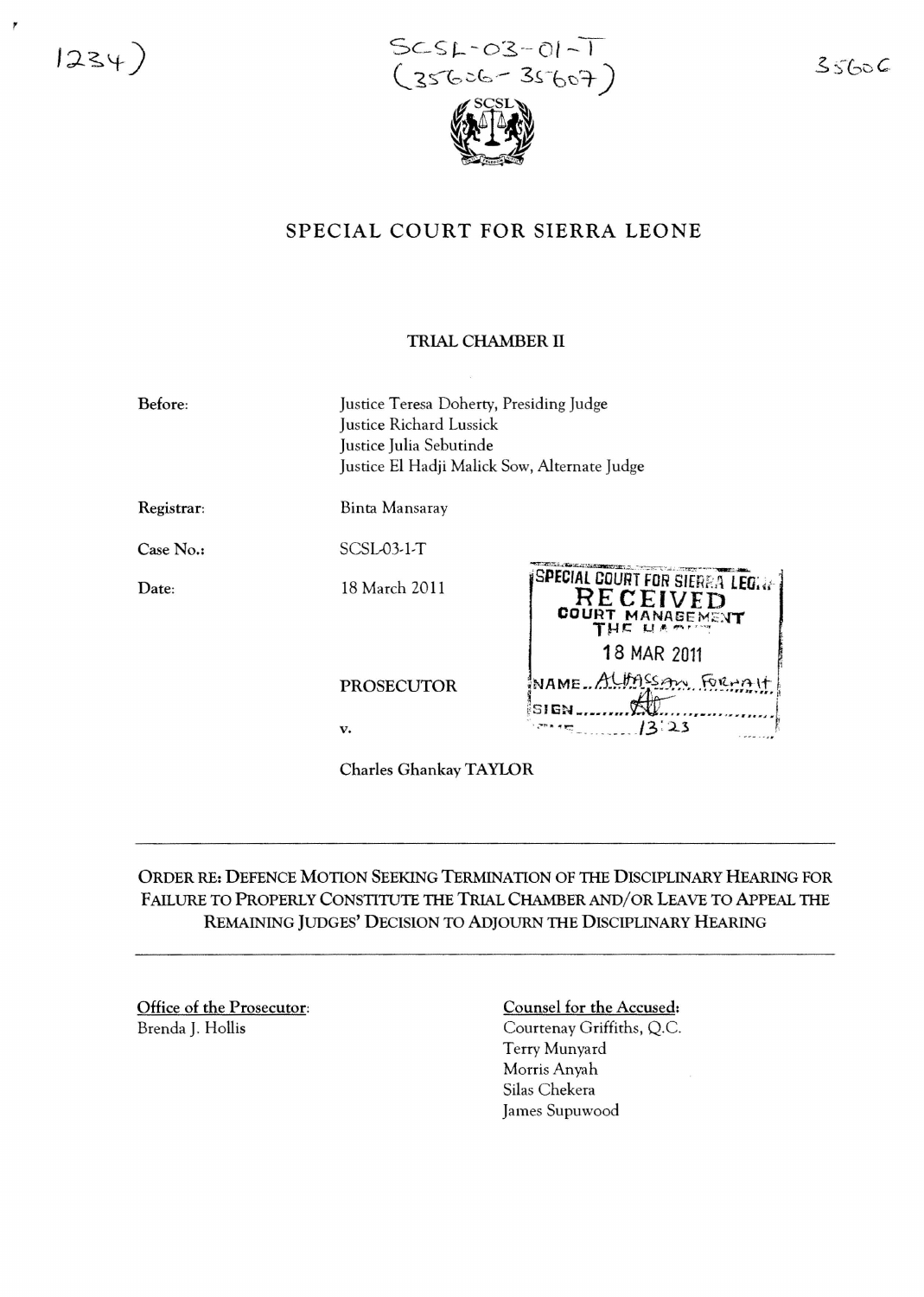1234)

SCSL-03-01-T
(35606-35607)

35606

# SPECIAL COURT FOR SIERRA LEONE

## TRIAL CHAMBER II

**Before:**
Justice Teresa Doherty, Presiding Judge
Justice Richard Lussick
Justice Julia Sebutinde
Justice El Hadji Malick Sow, Alternate Judge

**Registrar:** Binta Mansaray

**Case No.:** SCSL-03-1-T

**Date:** 18 March 2011

SPECIAL COURT FOR SIERRA LEONE
RECEIVED
COURT MANAGEMENT
THE HAGUE
18 MAR 2011
NAME: ALHASSAN FORNAH
SIGN: [signature]
TIME: 13:23

**PROSECUTOR**

v.

**Charles Ghankay TAYLOR**

---

**ORDER RE: DEFENCE MOTION SEEKING TERMINATION OF THE DISCIPLINARY HEARING FOR FAILURE TO PROPERLY CONSTITUTE THE TRIAL CHAMBER AND/OR LEAVE TO APPEAL THE REMAINING JUDGES' DECISION TO ADJOURN THE DISCIPLINARY HEARING**

---

Office of the Prosecutor:
Brenda J. Hollis

Counsel for the Accused:
Courtenay Griffiths, Q.C.
Terry Munyard
Morris Anyah
Silas Chekera
James Supuwood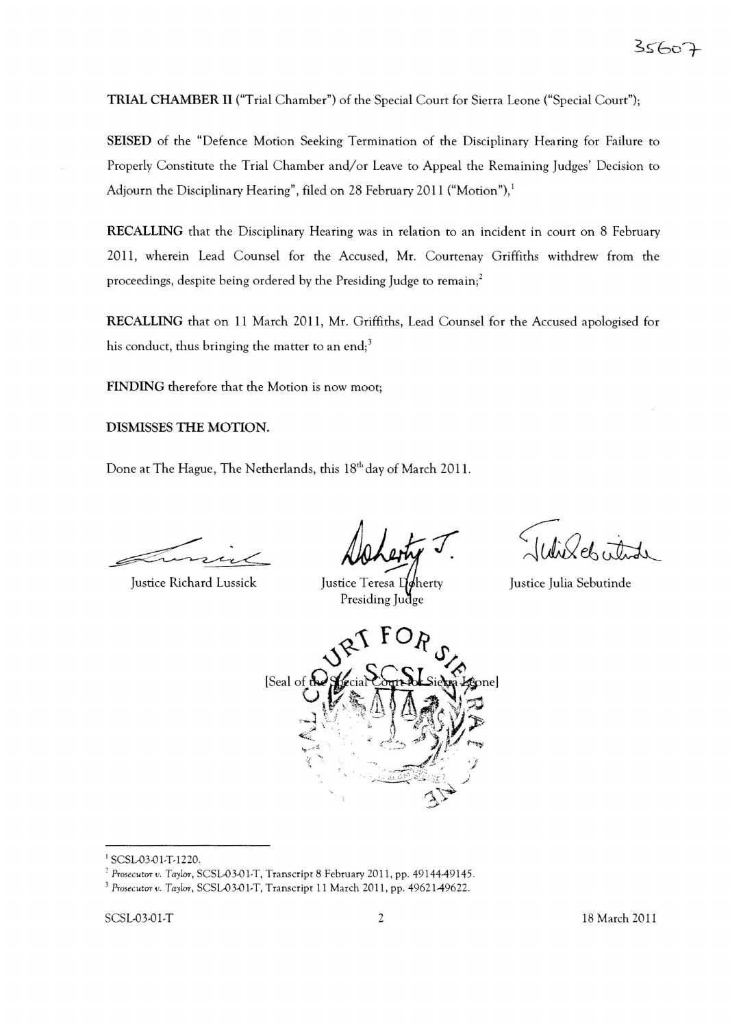**TRIAL CHAMBER II** ("Trial Chamber") of the Special Court for Sierra Leone ("Special Court");

**SEISED** of the "Defence Motion Seeking Termination of the Disciplinary Hearing for Failure to Properly Constitute the Trial Chamber and/or Leave to Appeal the Remaining Judges' Decision to Adjourn the Disciplinary Hearing", filed on 28 February 2011 ("Motion"),[1]

**RECALLING** that the Disciplinary Hearing was in relation to an incident in court on 8 February 2011, wherein Lead Counsel for the Accused, Mr. Courtenay Griffiths withdrew from the proceedings, despite being ordered by the Presiding Judge to remain;[2]

**RECALLING** that on 11 March 2011, Mr. Griffiths, Lead Counsel for the Accused apologised for his conduct, thus bringing the matter to an end;[3]

**FINDING** therefore that the Motion is now moot;

**DISMISSES THE MOTION.**

Done at The Hague, The Netherlands, this 18th day of March 2011.

| | | |
|---|---|---|
| Justice Richard Lussick | Justice Teresa Doherty<br>Presiding Judge | Justice Julia Sebutinde |

[Seal of the Special Court for Sierra Leone]

---

[1] SCSL-03-01-T-1220.

[2] *Prosecutor v. Taylor*, SCSL-03-01-T, Transcript 8 February 2011, pp. 49144-49145.

[3] *Prosecutor v. Taylor*, SCSL-03-01-T, Transcript 11 March 2011, pp. 49621-49622.